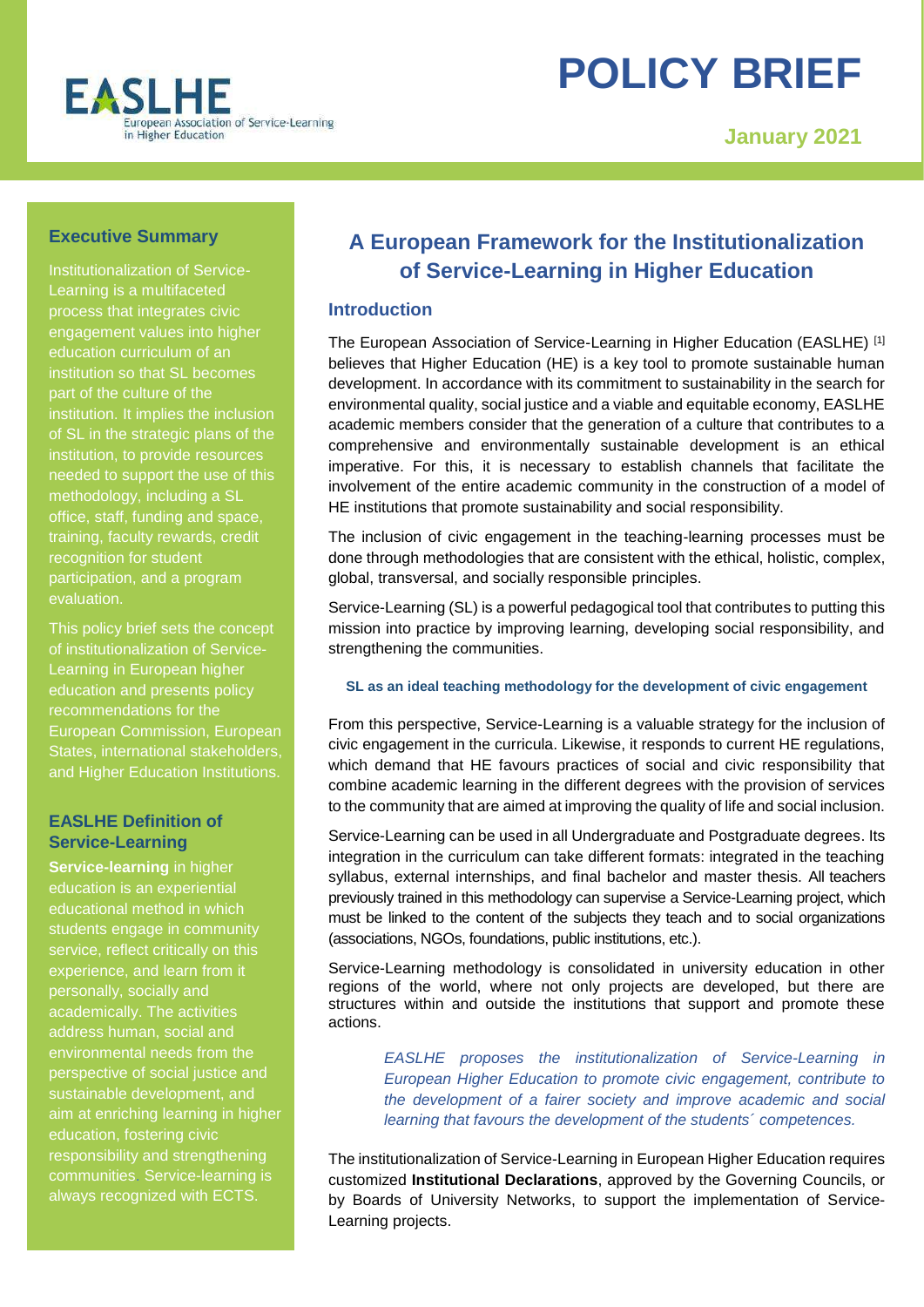# POLICY BRIEF

**January 2021**

## Executive Summary

Institutionalization of Service-Learning is a multifaceted process that integrates civic engagement values into higher education curriculum of an institution so that SL becomes part of the culture of the institution. It implies the inclusion of SL in the strategic plans of the institution, to provide resources needed to support the use of this methodology, including a SL office, staff, funding and space, training, faculty rewards, credit recognition for student participation, and a program evaluation.

This policy brief sets the concept of institutionalization of Service-Learning in European higher education and presents policy recommendations for the European Commission, European States, international stakeholders, and Higher Education Institutions.

## EASLHE Definition of Service-Learning

**Service-learning** in higher education is an experiential educational method in which students engage in community service, reflect critically on this experience, and learn from it personally, socially and academically. The activities address human, social and environmental needs from the perspective of social justice and sustainable development, and aim at enriching learning in higher education, fostering civic responsibility and strengthening communities. Service-learning is always recognized with ECTS.

# A European Framework for the Institutionalization of Service-Learning in Higher Education

## Introduction

The European Association of Service-Learning in Higher Education (EASLHE) [1] believes that Higher Education (HE) is a key tool to promote sustainable human development. In accordance with its commitment to sustainability in the search for environmental quality, social justice and a viable and equitable economy, EASLHE academic members consider that the generation of a culture that contributes to a comprehensive and environmentally sustainable development is an ethical imperative. For this, it is necessary to establish channels that facilitate the involvement of the entire academic community in the construction of a model of HE institutions that promote sustainability and social responsibility.

The inclusion of civic engagement in the teaching-learning processes must be done through methodologies that are consistent with the ethical, holistic, complex, global, transversal, and socially responsible principles.

Service-Learning (SL) is a powerful pedagogical tool that contributes to putting this mission into practice by improving learning, developing social responsibility, and strengthening the communities.

#### SL as an ideal teaching methodology for the development of civic engagement

From this perspective, Service-Learning is a valuable strategy for the inclusion of civic engagement in the curricula. Likewise, it responds to current HE regulations, which demand that HE favours practices of social and civic responsibility that combine academic learning in the different degrees with the provision of services to the community that are aimed at improving the quality of life and social inclusion.

Service-Learning can be used in all Undergraduate and Postgraduate degrees. Its integration in the curriculum can take different formats: integrated in the teaching syllabus, external internships, and final bachelor and master thesis. All teachers previously trained in this methodology can supervise a Service-Learning project, which must be linked to the content of the subjects they teach and to social organizations (associations, NGOs, foundations, public institutions, etc.).

Service-Learning methodology is consolidated in university education in other regions of the world, where not only projects are developed, but there are structures within and outside the institutions that support and promote these actions.

> *EASLHE proposes the institutionalization of Service-Learning in European Higher Education to promote civic engagement, contribute to the development of a fairer society and improve academic and social learning that favours the development of the students´ competences.*

The institutionalization of Service-Learning in European Higher Education requires customized **Institutional Declarations**, approved by the Governing Councils, or by Boards of University Networks, to support the implementation of Service-Learning projects.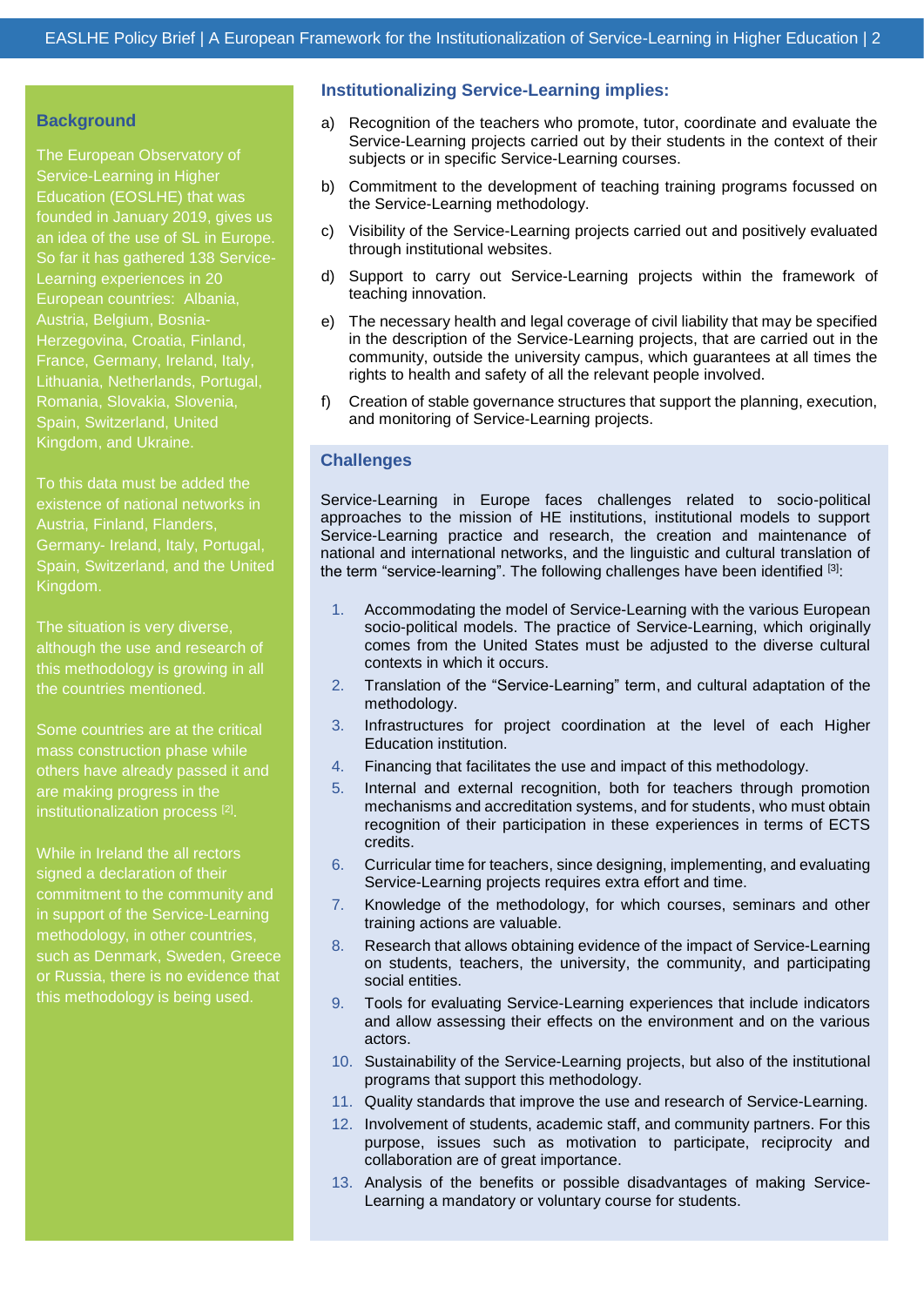## Background

The European Observatory of Service-Learning in Higher Education (EOSLHE) that was founded in January 2019, gives us an idea of the use of SL in Europe. So far it has gathered 138 Service-Learning experiences in 20 European countries: Albania, Austria, Belgium, Bosnia-Herzegovina, Croatia, Finland, France, Germany, Ireland, Italy, Lithuania, Netherlands, Portugal, Romania, Slovakia, Slovenia, Spain, Switzerland, United Kingdom, and Ukraine.

To this data must be added the existence of national networks in Austria, Finland, Flanders, Germany- Ireland, Italy, Portugal, Spain, Switzerland, and the United Kingdom.

The situation is very diverse, although the use and research of this methodology is growing in all the countries mentioned.

Some countries are at the critical mass construction phase while others have already passed it and are making progress in the institutionalization process [2].

While in Ireland the all rectors signed a declaration of their commitment to the community and in support of the Service-Learning methodology, in other countries, such as Denmark, Sweden, Greece or Russia, there is no evidence that this methodology is being used.

### Institutionalizing Service-Learning implies:

a) Recognition of the teachers who promote, tutor, coordinate and evaluate the Service-Learning projects carried out by their students in the context of their subjects or in specific Service-Learning courses.

b) Commitment to the development of teaching training programs focussed on the Service-Learning methodology.

c) Visibility of the Service-Learning projects carried out and positively evaluated through institutional websites.

d) Support to carry out Service-Learning projects within the framework of teaching innovation.

e) The necessary health and legal coverage of civil liability that may be specified in the description of the Service-Learning projects, that are carried out in the community, outside the university campus, which guarantees at all times the rights to health and safety of all the relevant people involved.

f) Creation of stable governance structures that support the planning, execution, and monitoring of Service-Learning projects.

## Challenges

Service-Learning in Europe faces challenges related to socio-political approaches to the mission of HE institutions, institutional models to support Service-Learning practice and research, the creation and maintenance of national and international networks, and the linguistic and cultural translation of the term "service-learning". The following challenges have been identified [3]:

1. Accommodating the model of Service-Learning with the various European socio-political models. The practice of Service-Learning, which originally comes from the United States must be adjusted to the diverse cultural contexts in which it occurs.
2. Translation of the "Service-Learning" term, and cultural adaptation of the methodology.
3. Infrastructures for project coordination at the level of each Higher Education institution.
4. Financing that facilitates the use and impact of this methodology.
5. Internal and external recognition, both for teachers through promotion mechanisms and accreditation systems, and for students, who must obtain recognition of their participation in these experiences in terms of ECTS credits.
6. Curricular time for teachers, since designing, implementing, and evaluating Service-Learning projects requires extra effort and time.
7. Knowledge of the methodology, for which courses, seminars and other training actions are valuable.
8. Research that allows obtaining evidence of the impact of Service-Learning on students, teachers, the university, the community, and participating social entities.
9. Tools for evaluating Service-Learning experiences that include indicators and allow assessing their effects on the environment and on the various actors.
10. Sustainability of the Service-Learning projects, but also of the institutional programs that support this methodology.
11. Quality standards that improve the use and research of Service-Learning.
12. Involvement of students, academic staff, and community partners. For this purpose, issues such as motivation to participate, reciprocity and collaboration are of great importance.
13. Analysis of the benefits or possible disadvantages of making Service-Learning a mandatory or voluntary course for students.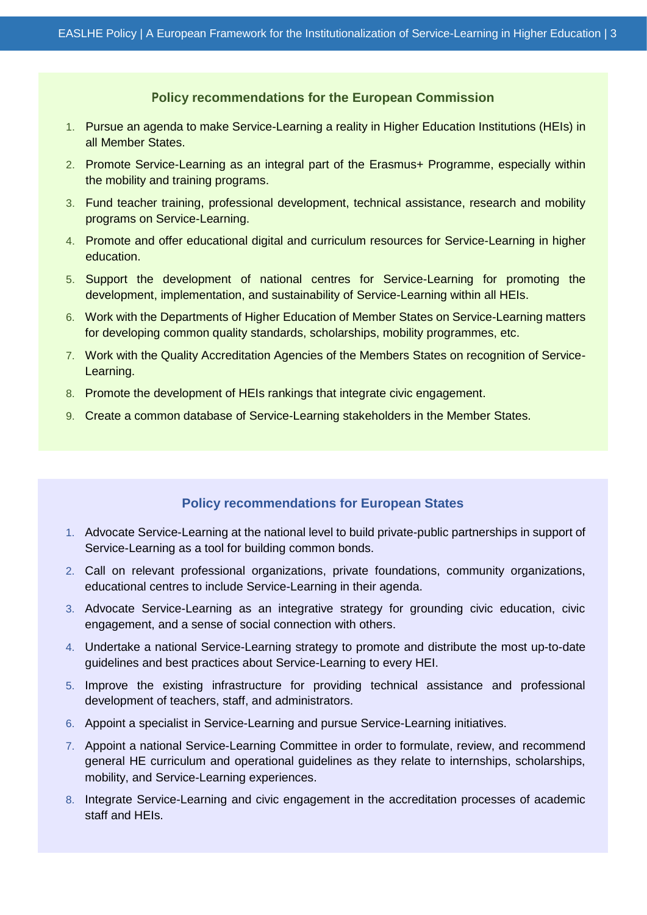### Policy recommendations for the European Commission

1. Pursue an agenda to make Service-Learning a reality in Higher Education Institutions (HEIs) in all Member States.
2. Promote Service-Learning as an integral part of the Erasmus+ Programme, especially within the mobility and training programs.
3. Fund teacher training, professional development, technical assistance, research and mobility programs on Service-Learning.
4. Promote and offer educational digital and curriculum resources for Service-Learning in higher education.
5. Support the development of national centres for Service-Learning for promoting the development, implementation, and sustainability of Service-Learning within all HEIs.
6. Work with the Departments of Higher Education of Member States on Service-Learning matters for developing common quality standards, scholarships, mobility programmes, etc.
7. Work with the Quality Accreditation Agencies of the Members States on recognition of Service-Learning.
8. Promote the development of HEIs rankings that integrate civic engagement.
9. Create a common database of Service-Learning stakeholders in the Member States.

### Policy recommendations for European States

1. Advocate Service-Learning at the national level to build private-public partnerships in support of Service-Learning as a tool for building common bonds.
2. Call on relevant professional organizations, private foundations, community organizations, educational centres to include Service-Learning in their agenda.
3. Advocate Service-Learning as an integrative strategy for grounding civic education, civic engagement, and a sense of social connection with others.
4. Undertake a national Service-Learning strategy to promote and distribute the most up-to-date guidelines and best practices about Service-Learning to every HEI.
5. Improve the existing infrastructure for providing technical assistance and professional development of teachers, staff, and administrators.
6. Appoint a specialist in Service-Learning and pursue Service-Learning initiatives.
7. Appoint a national Service-Learning Committee in order to formulate, review, and recommend general HE curriculum and operational guidelines as they relate to internships, scholarships, mobility, and Service-Learning experiences.
8. Integrate Service-Learning and civic engagement in the accreditation processes of academic staff and HEIs.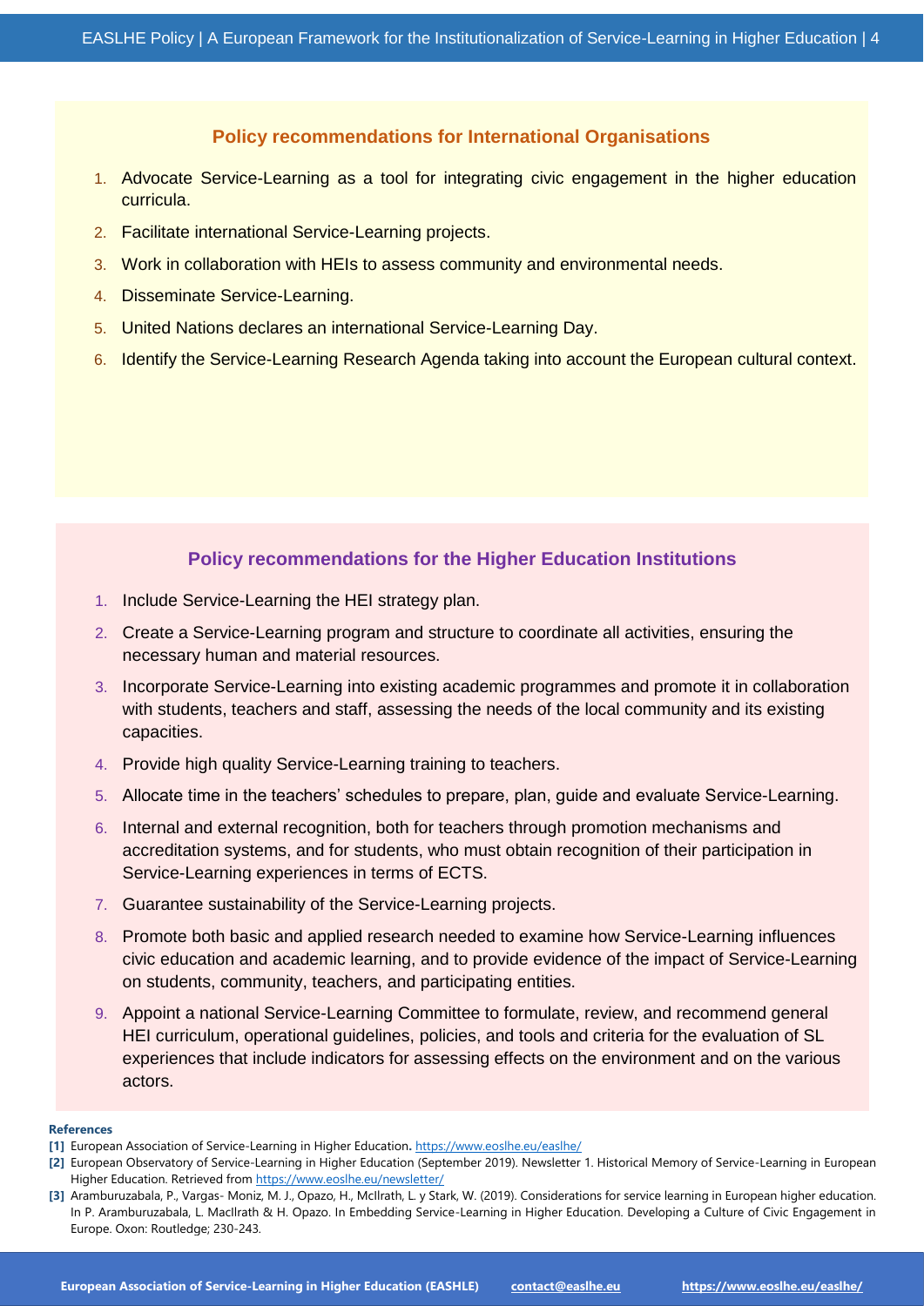## Policy recommendations for International Organisations

1. Advocate Service-Learning as a tool for integrating civic engagement in the higher education curricula.
2. Facilitate international Service-Learning projects.
3. Work in collaboration with HEIs to assess community and environmental needs.
4. Disseminate Service-Learning.
5. United Nations declares an international Service-Learning Day.
6. Identify the Service-Learning Research Agenda taking into account the European cultural context.

## Policy recommendations for the Higher Education Institutions

1. Include Service-Learning the HEI strategy plan.
2. Create a Service-Learning program and structure to coordinate all activities, ensuring the necessary human and material resources.
3. Incorporate Service-Learning into existing academic programmes and promote it in collaboration with students, teachers and staff, assessing the needs of the local community and its existing capacities.
4. Provide high quality Service-Learning training to teachers.
5. Allocate time in the teachers' schedules to prepare, plan, guide and evaluate Service-Learning.
6. Internal and external recognition, both for teachers through promotion mechanisms and accreditation systems, and for students, who must obtain recognition of their participation in Service-Learning experiences in terms of ECTS.
7. Guarantee sustainability of the Service-Learning projects.
8. Promote both basic and applied research needed to examine how Service-Learning influences civic education and academic learning, and to provide evidence of the impact of Service-Learning on students, community, teachers, and participating entities.
9. Appoint a national Service-Learning Committee to formulate, review, and recommend general HEI curriculum, operational guidelines, policies, and tools and criteria for the evaluation of SL experiences that include indicators for assessing effects on the environment and on the various actors.

**References**

**[1]** European Association of Service-Learning in Higher Education. https://www.eoslhe.eu/easlhe/

**[2]** European Observatory of Service-Learning in Higher Education (September 2019). Newsletter 1. Historical Memory of Service-Learning in European Higher Education. Retrieved from https://www.eoslhe.eu/newsletter/

**[3]** Aramburuzabala, P., Vargas- Moniz, M. J., Opazo, H., McIlrath, L. y Stark, W. (2019). Considerations for service learning in European higher education. In P. Aramburuzabala, L. MacIlrath & H. Opazo. In Embedding Service-Learning in Higher Education. Developing a Culture of Civic Engagement in Europe. Oxon: Routledge; 230-243.

**European Association of Service-Learning in Higher Education (EASHLE)** contact@easlhe.eu https://www.eoslhe.eu/easlhe/